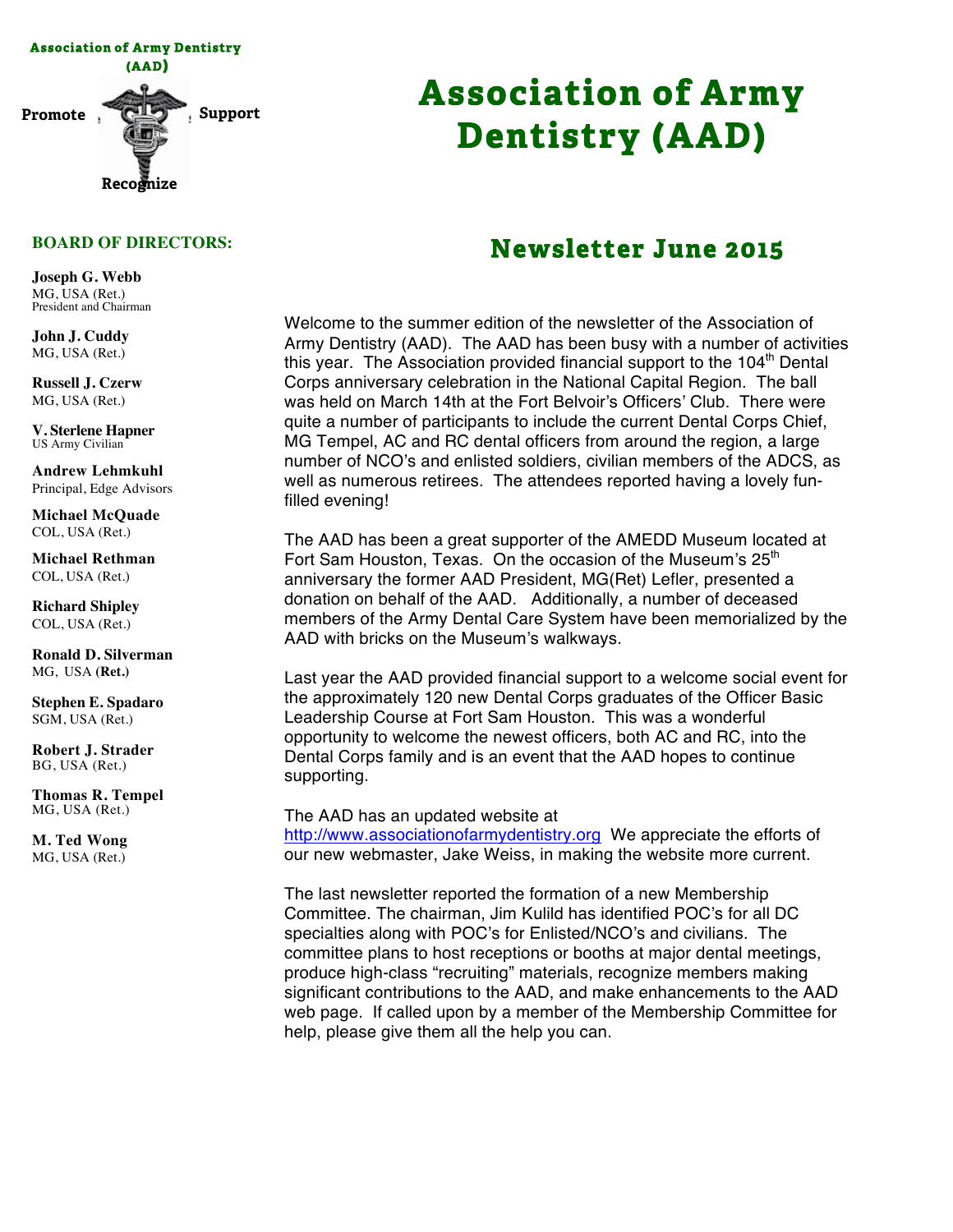**Association of Army Dentistry (AAD)**

**Promote** **Support**

**Recognize**

# Association of Army Dentistry (AAD)

## Newsletter June 2015

**BOARD OF DIRECTORS:**

**Joseph G. Webb**
MG, USA (Ret.)
President and Chairman

**John J. Cuddy**
MG, USA (Ret.)

**Russell J. Czerw**
MG, USA (Ret.)

**V. Sterlene Hapner**
US Army Civilian

**Andrew Lehmkuhl**
Principal, Edge Advisors

**Michael McQuade**
COL, USA (Ret.)

**Michael Rethman**
COL, USA (Ret.)

**Richard Shipley**
COL, USA (Ret.)

**Ronald D. Silverman**
MG, USA **(Ret.)**

**Stephen E. Spadaro**
SGM, USA (Ret.)

**Robert J. Strader**
BG, USA (Ret.)

**Thomas R. Tempel**
MG, USA (Ret.)

**M. Ted Wong**
MG, USA (Ret.)

Welcome to the summer edition of the newsletter of the Association of Army Dentistry (AAD). The AAD has been busy with a number of activities this year. The Association provided financial support to the 104th Dental Corps anniversary celebration in the National Capital Region. The ball was held on March 14th at the Fort Belvoir's Officers' Club. There were quite a number of participants to include the current Dental Corps Chief, MG Tempel, AC and RC dental officers from around the region, a large number of NCO's and enlisted soldiers, civilian members of the ADCS, as well as numerous retirees. The attendees reported having a lovely fun-filled evening!

The AAD has been a great supporter of the AMEDD Museum located at Fort Sam Houston, Texas. On the occasion of the Museum's 25th anniversary the former AAD President, MG(Ret) Lefler, presented a donation on behalf of the AAD. Additionally, a number of deceased members of the Army Dental Care System have been memorialized by the AAD with bricks on the Museum's walkways.

Last year the AAD provided financial support to a welcome social event for the approximately 120 new Dental Corps graduates of the Officer Basic Leadership Course at Fort Sam Houston. This was a wonderful opportunity to welcome the newest officers, both AC and RC, into the Dental Corps family and is an event that the AAD hopes to continue supporting.

The AAD has an updated website at http://www.associationofarmydentistry.org We appreciate the efforts of our new webmaster, Jake Weiss, in making the website more current.

The last newsletter reported the formation of a new Membership Committee. The chairman, Jim Kulild has identified POC's for all DC specialties along with POC's for Enlisted/NCO's and civilians. The committee plans to host receptions or booths at major dental meetings, produce high-class "recruiting" materials, recognize members making significant contributions to the AAD, and make enhancements to the AAD web page. If called upon by a member of the Membership Committee for help, please give them all the help you can.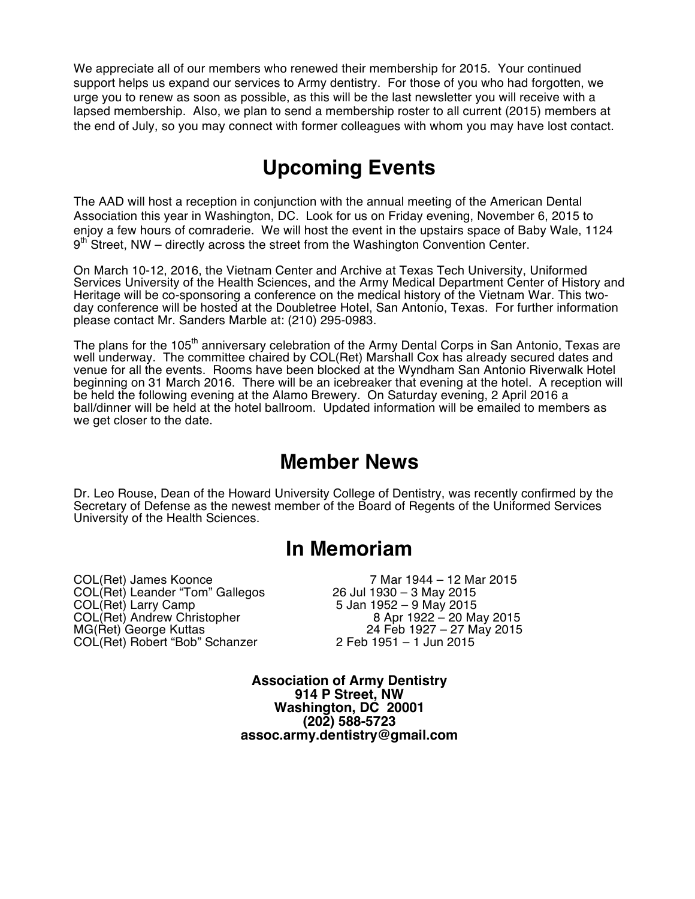We appreciate all of our members who renewed their membership for 2015. Your continued support helps us expand our services to Army dentistry. For those of you who had forgotten, we urge you to renew as soon as possible, as this will be the last newsletter you will receive with a lapsed membership. Also, we plan to send a membership roster to all current (2015) members at the end of July, so you may connect with former colleagues with whom you may have lost contact.

## Upcoming Events

The AAD will host a reception in conjunction with the annual meeting of the American Dental Association this year in Washington, DC. Look for us on Friday evening, November 6, 2015 to enjoy a few hours of comraderie. We will host the event in the upstairs space of Baby Wale, 1124 9th Street, NW – directly across the street from the Washington Convention Center.

On March 10-12, 2016, the Vietnam Center and Archive at Texas Tech University, Uniformed Services University of the Health Sciences, and the Army Medical Department Center of History and Heritage will be co-sponsoring a conference on the medical history of the Vietnam War. This two-day conference will be hosted at the Doubletree Hotel, San Antonio, Texas. For further information please contact Mr. Sanders Marble at: (210) 295-0983.

The plans for the 105th anniversary celebration of the Army Dental Corps in San Antonio, Texas are well underway. The committee chaired by COL(Ret) Marshall Cox has already secured dates and venue for all the events. Rooms have been blocked at the Wyndham San Antonio Riverwalk Hotel beginning on 31 March 2016. There will be an icebreaker that evening at the hotel. A reception will be held the following evening at the Alamo Brewery. On Saturday evening, 2 April 2016 a ball/dinner will be held at the hotel ballroom. Updated information will be emailed to members as we get closer to the date.

## Member News

Dr. Leo Rouse, Dean of the Howard University College of Dentistry, was recently confirmed by the Secretary of Defense as the newest member of the Board of Regents of the Uniformed Services University of the Health Sciences.

## In Memoriam

| | |
|---|---|
| COL(Ret) James Koonce | 7 Mar 1944 – 12 Mar 2015 |
| COL(Ret) Leander "Tom" Gallegos | 26 Jul 1930 – 3 May 2015 |
| COL(Ret) Larry Camp | 5 Jan 1952 – 9 May 2015 |
| COL(Ret) Andrew Christopher | 8 Apr 1922 – 20 May 2015 |
| MG(Ret) George Kuttas | 24 Feb 1927 – 27 May 2015 |
| COL(Ret) Robert "Bob" Schanzer | 2 Feb 1951 – 1 Jun 2015 |

**Association of Army Dentistry**
**914 P Street, NW**
**Washington, DC 20001**
**(202) 588-5723**
**assoc.army.dentistry@gmail.com**